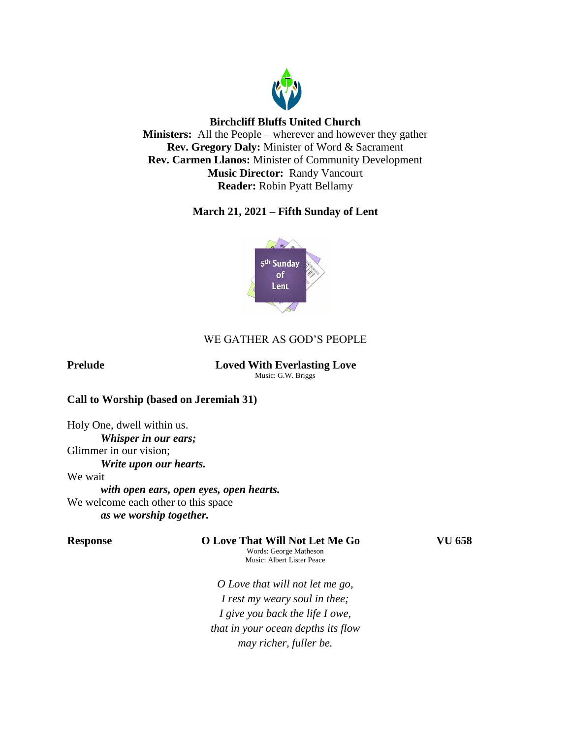**Birchcliff Bluffs United Church**
**Ministers:** All the People – wherever and however they gather
**Rev. Gregory Daly:** Minister of Word & Sacrament
**Rev. Carmen Llanos:** Minister of Community Development
**Music Director:** Randy Vancourt
**Reader:** Robin Pyatt Bellamy

**March 21, 2021 – Fifth Sunday of Lent**

WE GATHER AS GOD'S PEOPLE

**Prelude** **Loved With Everlasting Love**
Music: G.W. Briggs

**Call to Worship (based on Jeremiah 31)**

Holy One, dwell within us.
***Whisper in our ears;***
Glimmer in our vision;
***Write upon our hearts.***
We wait
***with open ears, open eyes, open hearts.***
We welcome each other to this space
***as we worship together.***

**Response** **O Love That Will Not Let Me Go** **VU 658**
Words: George Matheson
Music: Albert Lister Peace

*O Love that will not let me go,*
*I rest my weary soul in thee;*
*I give you back the life I owe,*
*that in your ocean depths its flow*
*may richer, fuller be.*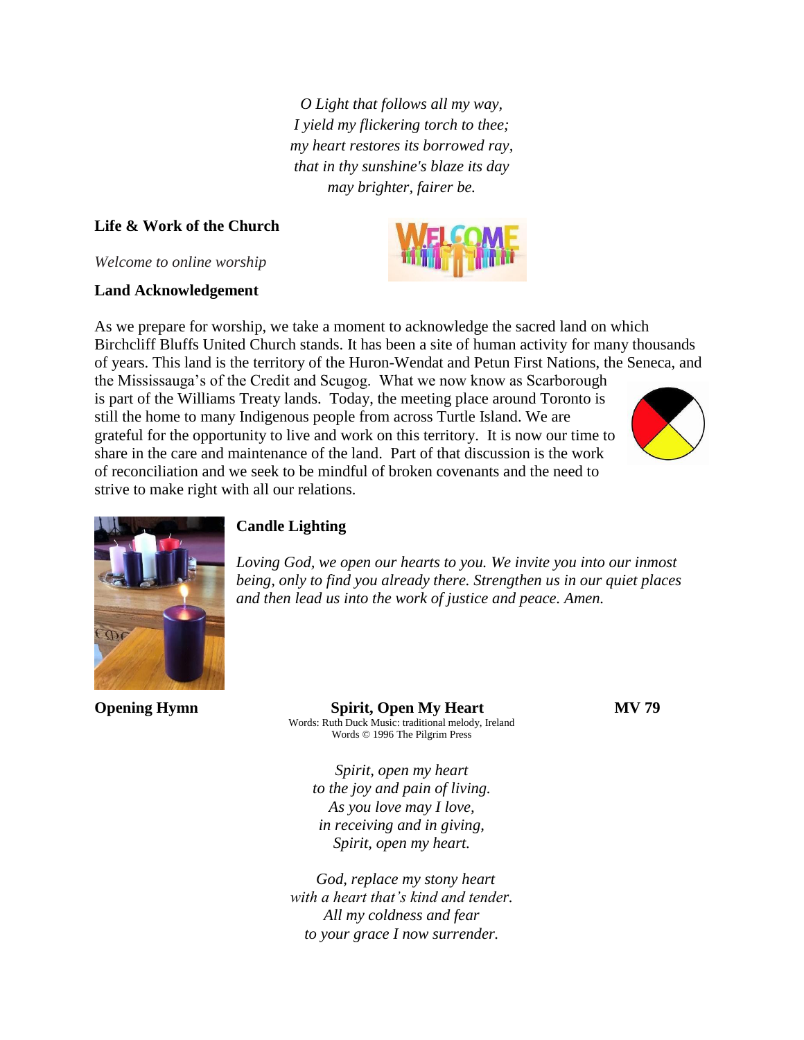*O Light that follows all my way,*
*I yield my flickering torch to thee;*
*my heart restores its borrowed ray,*
*that in thy sunshine's blaze its day*
*may brighter, fairer be.*

**Life & Work of the Church**

*Welcome to online worship*

**Land Acknowledgement**

As we prepare for worship, we take a moment to acknowledge the sacred land on which Birchcliff Bluffs United Church stands. It has been a site of human activity for many thousands of years. This land is the territory of the Huron-Wendat and Petun First Nations, the Seneca, and the Mississauga's of the Credit and Scugog. What we now know as Scarborough is part of the Williams Treaty lands. Today, the meeting place around Toronto is still the home to many Indigenous people from across Turtle Island. We are grateful for the opportunity to live and work on this territory. It is now our time to share in the care and maintenance of the land. Part of that discussion is the work of reconciliation and we seek to be mindful of broken covenants and the need to strive to make right with all our relations.

**Candle Lighting**

*Loving God, we open our hearts to you. We invite you into our inmost being, only to find you already there. Strengthen us in our quiet places and then lead us into the work of justice and peace. Amen.*

**Opening Hymn** **Spirit, Open My Heart** **MV 79**

Words: Ruth Duck Music: traditional melody, Ireland
Words © 1996 The Pilgrim Press

*Spirit, open my heart*
*to the joy and pain of living.*
*As you love may I love,*
*in receiving and in giving,*
*Spirit, open my heart.*

*God, replace my stony heart*
*with a heart that's kind and tender.*
*All my coldness and fear*
*to your grace I now surrender.*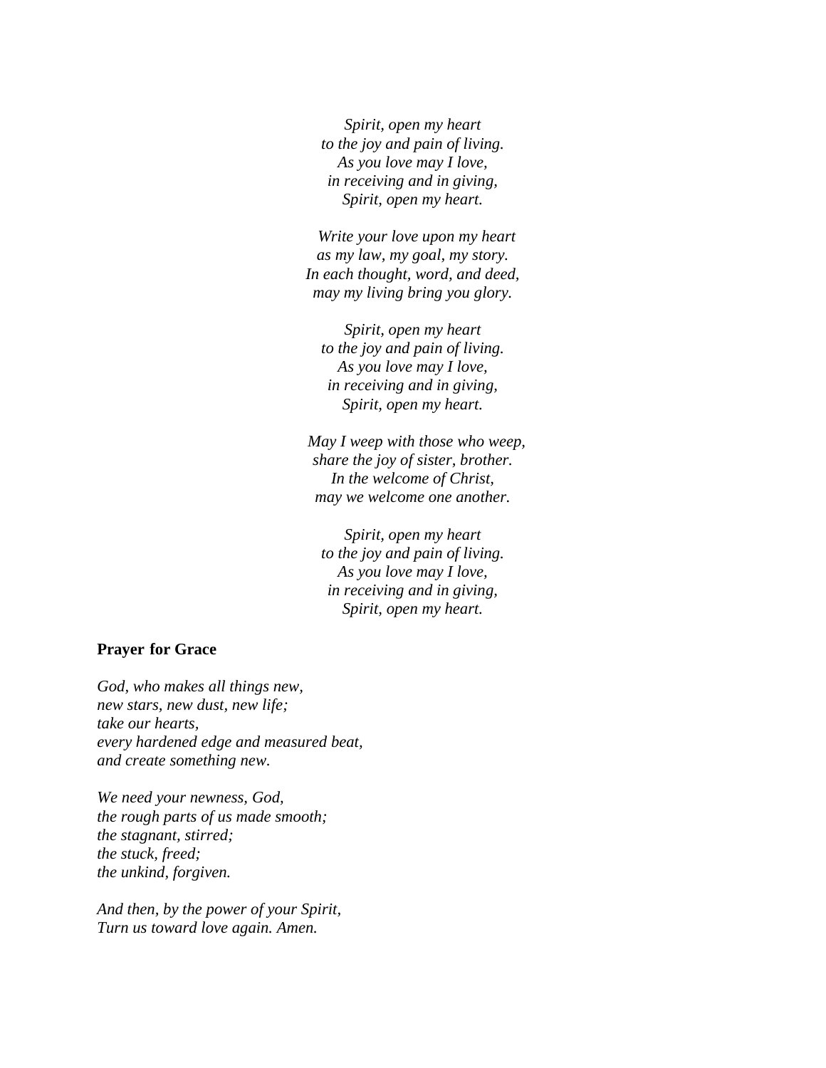*Spirit, open my heart*
*to the joy and pain of living.*
*As you love may I love,*
*in receiving and in giving,*
*Spirit, open my heart.*

*Write your love upon my heart*
*as my law, my goal, my story.*
*In each thought, word, and deed,*
*may my living bring you glory.*

*Spirit, open my heart*
*to the joy and pain of living.*
*As you love may I love,*
*in receiving and in giving,*
*Spirit, open my heart.*

*May I weep with those who weep,*
*share the joy of sister, brother.*
*In the welcome of Christ,*
*may we welcome one another.*

*Spirit, open my heart*
*to the joy and pain of living.*
*As you love may I love,*
*in receiving and in giving,*
*Spirit, open my heart.*

**Prayer for Grace**

*God, who makes all things new,*
*new stars, new dust, new life;*
*take our hearts,*
*every hardened edge and measured beat,*
*and create something new.*

*We need your newness, God,*
*the rough parts of us made smooth;*
*the stagnant, stirred;*
*the stuck, freed;*
*the unkind, forgiven.*

*And then, by the power of your Spirit,*
*Turn us toward love again. Amen.*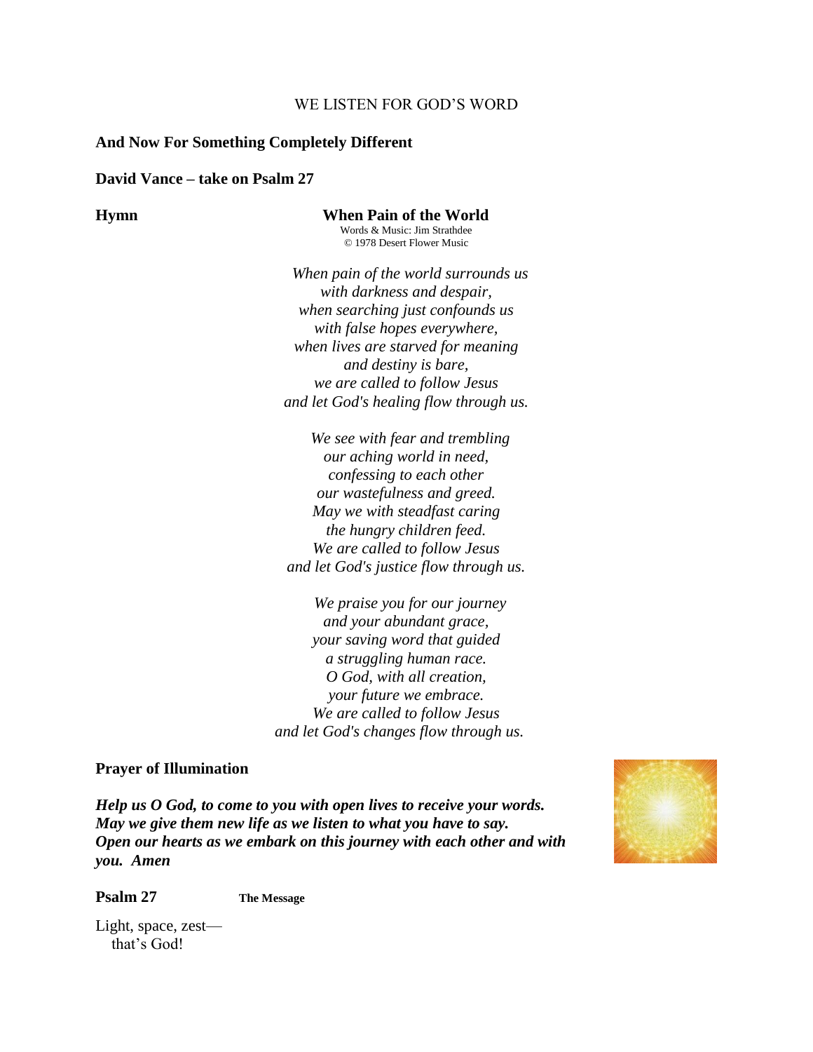WE LISTEN FOR GOD'S WORD

**And Now For Something Completely Different**

**David Vance – take on Psalm 27**

**Hymn** **When Pain of the World**

Words & Music: Jim Strathdee
© 1978 Desert Flower Music

*When pain of the world surrounds us*
*with darkness and despair,*
*when searching just confounds us*
*with false hopes everywhere,*
*when lives are starved for meaning*
*and destiny is bare,*
*we are called to follow Jesus*
*and let God's healing flow through us.*

*We see with fear and trembling*
*our aching world in need,*
*confessing to each other*
*our wastefulness and greed.*
*May we with steadfast caring*
*the hungry children feed.*
*We are called to follow Jesus*
*and let God's justice flow through us.*

*We praise you for our journey*
*and your abundant grace,*
*your saving word that guided*
*a struggling human race.*
*O God, with all creation,*
*your future we embrace.*
*We are called to follow Jesus*
*and let God's changes flow through us.*

**Prayer of Illumination**

***Help us O God, to come to you with open lives to receive your words.***
***May we give them new life as we listen to what you have to say.***
***Open our hearts as we embark on this journey with each other and with you. Amen***

**Psalm 27** **The Message**

Light, space, zest—
that's God!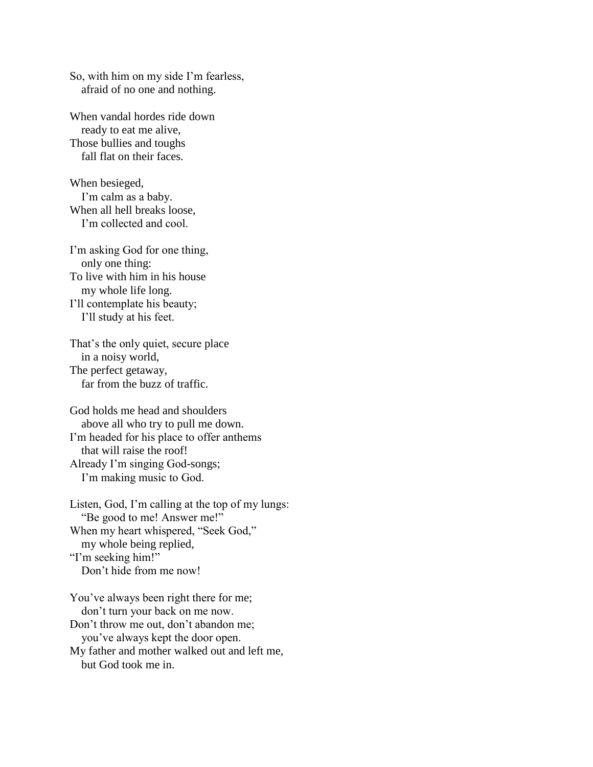So, with him on my side I'm fearless,
   afraid of no one and nothing.

When vandal hordes ride down
   ready to eat me alive,
Those bullies and toughs
   fall flat on their faces.

When besieged,
   I'm calm as a baby.
When all hell breaks loose,
   I'm collected and cool.

I'm asking God for one thing,
   only one thing:
To live with him in his house
   my whole life long.
I'll contemplate his beauty;
   I'll study at his feet.

That's the only quiet, secure place
   in a noisy world,
The perfect getaway,
   far from the buzz of traffic.

God holds me head and shoulders
   above all who try to pull me down.
I'm headed for his place to offer anthems
   that will raise the roof!
Already I'm singing God-songs;
   I'm making music to God.

Listen, God, I'm calling at the top of my lungs:
   "Be good to me! Answer me!"
When my heart whispered, "Seek God,"
   my whole being replied,
"I'm seeking him!"
   Don't hide from me now!

You've always been right there for me;
   don't turn your back on me now.
Don't throw me out, don't abandon me;
   you've always kept the door open.
My father and mother walked out and left me,
   but God took me in.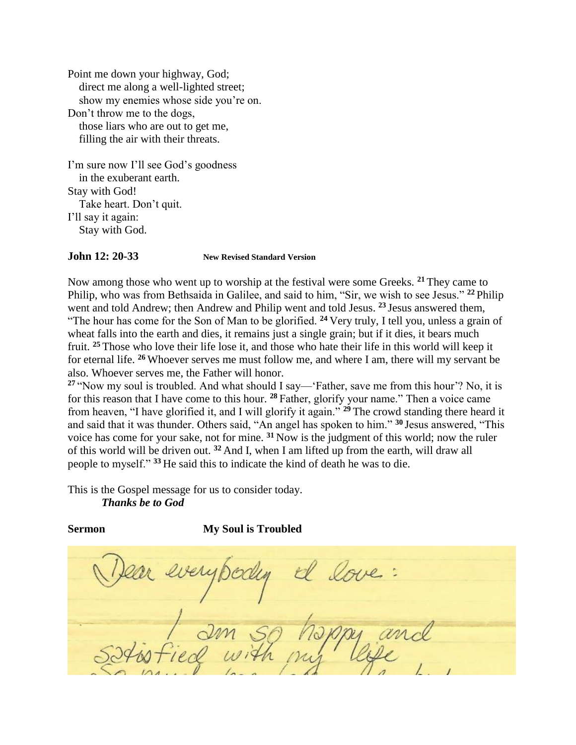Point me down your highway, God;
  direct me along a well-lighted street;
  show my enemies whose side you're on.
Don't throw me to the dogs,
  those liars who are out to get me,
  filling the air with their threats.

I'm sure now I'll see God's goodness
  in the exuberant earth.
Stay with God!
  Take heart. Don't quit.
I'll say it again:
  Stay with God.

**John 12: 20-33** **New Revised Standard Version**

Now among those who went up to worship at the festival were some Greeks. **21** They came to Philip, who was from Bethsaida in Galilee, and said to him, "Sir, we wish to see Jesus." **22** Philip went and told Andrew; then Andrew and Philip went and told Jesus. **23** Jesus answered them, "The hour has come for the Son of Man to be glorified. **24** Very truly, I tell you, unless a grain of wheat falls into the earth and dies, it remains just a single grain; but if it dies, it bears much fruit. **25** Those who love their life lose it, and those who hate their life in this world will keep it for eternal life. **26** Whoever serves me must follow me, and where I am, there will my servant be also. Whoever serves me, the Father will honor.
**27** "Now my soul is troubled. And what should I say—'Father, save me from this hour'? No, it is for this reason that I have come to this hour. **28** Father, glorify your name." Then a voice came from heaven, "I have glorified it, and I will glorify it again." **29** The crowd standing there heard it and said that it was thunder. Others said, "An angel has spoken to him." **30** Jesus answered, "This voice has come for your sake, not for mine. **31** Now is the judgment of this world; now the ruler of this world will be driven out. **32** And I, when I am lifted up from the earth, will draw all people to myself." **33** He said this to indicate the kind of death he was to die.

This is the Gospel message for us to consider today.
  ***Thanks be to God***

**Sermon** **My Soul is Troubled**

Dear everybody I love:

I am so happy and satisfied with my life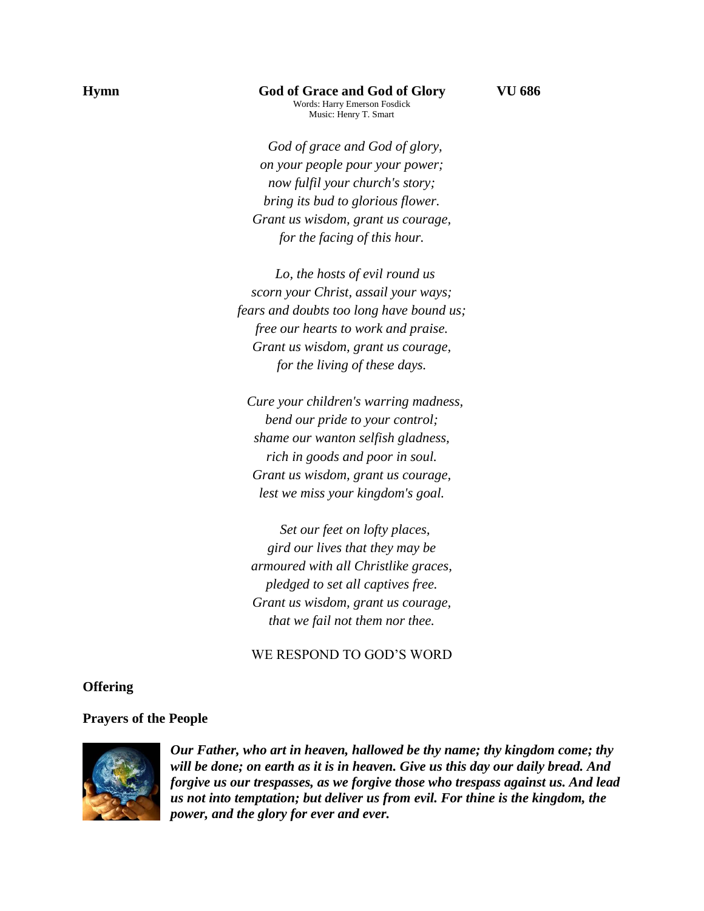**Hymn** **God of Grace and God of Glory** **VU 686**

Words: Harry Emerson Fosdick
Music: Henry T. Smart

*God of grace and God of glory,*
*on your people pour your power;*
*now fulfil your church's story;*
*bring its bud to glorious flower.*
*Grant us wisdom, grant us courage,*
*for the facing of this hour.*

*Lo, the hosts of evil round us*
*scorn your Christ, assail your ways;*
*fears and doubts too long have bound us;*
*free our hearts to work and praise.*
*Grant us wisdom, grant us courage,*
*for the living of these days.*

*Cure your children's warring madness,*
*bend our pride to your control;*
*shame our wanton selfish gladness,*
*rich in goods and poor in soul.*
*Grant us wisdom, grant us courage,*
*lest we miss your kingdom's goal.*

*Set our feet on lofty places,*
*gird our lives that they may be*
*armoured with all Christlike graces,*
*pledged to set all captives free.*
*Grant us wisdom, grant us courage,*
*that we fail not them nor thee.*

WE RESPOND TO GOD'S WORD

**Offering**

**Prayers of the People**

***Our Father, who art in heaven, hallowed be thy name; thy kingdom come; thy will be done; on earth as it is in heaven. Give us this day our daily bread. And forgive us our trespasses, as we forgive those who trespass against us. And lead us not into temptation; but deliver us from evil. For thine is the kingdom, the power, and the glory for ever and ever.***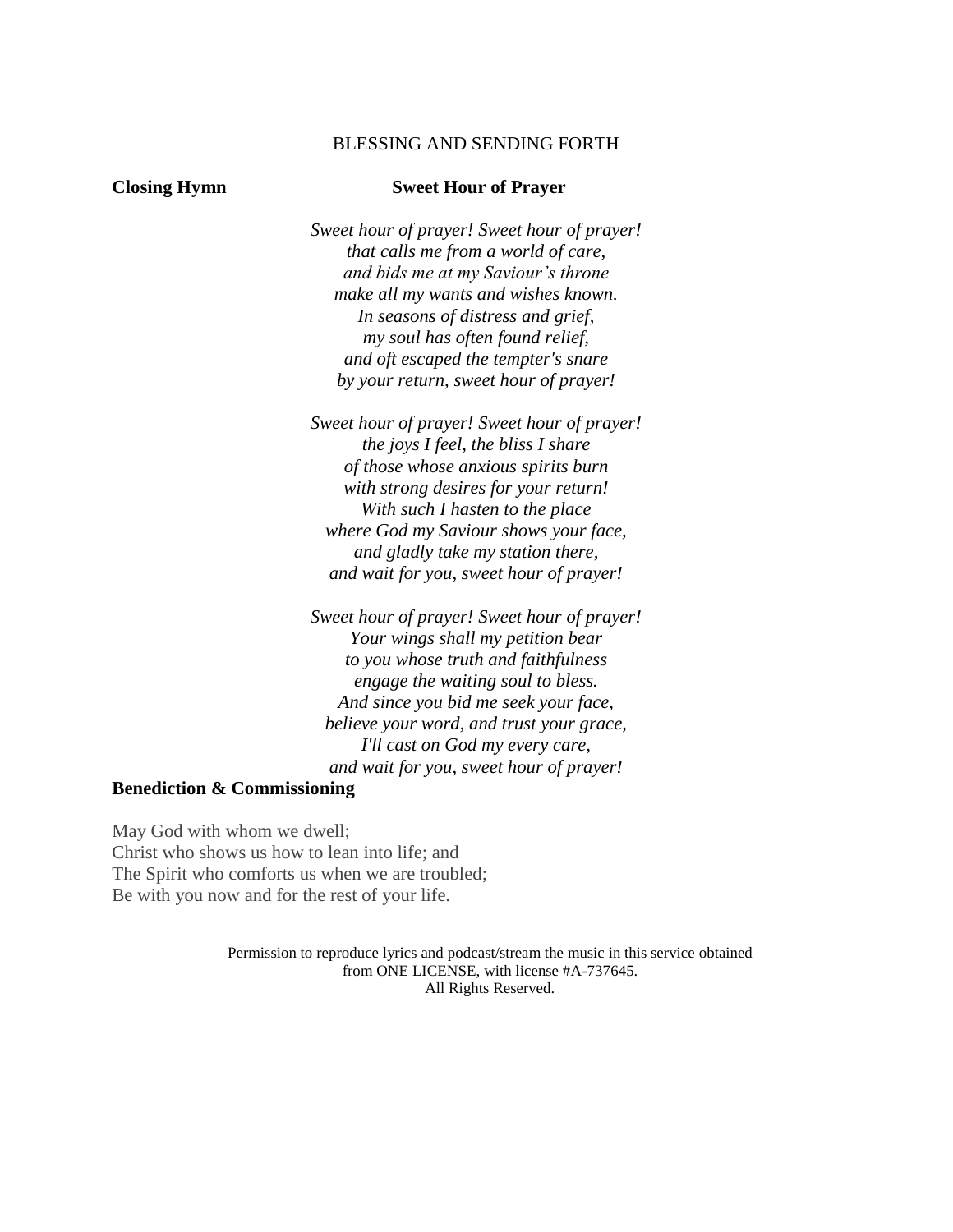## BLESSING AND SENDING FORTH

**Closing Hymn** **Sweet Hour of Prayer**

*Sweet hour of prayer! Sweet hour of prayer!*
*that calls me from a world of care,*
*and bids me at my Saviour's throne*
*make all my wants and wishes known.*
*In seasons of distress and grief,*
*my soul has often found relief,*
*and oft escaped the tempter's snare*
*by your return, sweet hour of prayer!*

*Sweet hour of prayer! Sweet hour of prayer!*
*the joys I feel, the bliss I share*
*of those whose anxious spirits burn*
*with strong desires for your return!*
*With such I hasten to the place*
*where God my Saviour shows your face,*
*and gladly take my station there,*
*and wait for you, sweet hour of prayer!*

*Sweet hour of prayer! Sweet hour of prayer!*
*Your wings shall my petition bear*
*to you whose truth and faithfulness*
*engage the waiting soul to bless.*
*And since you bid me seek your face,*
*believe your word, and trust your grace,*
*I'll cast on God my every care,*
*and wait for you, sweet hour of prayer!*

**Benediction & Commissioning**

May God with whom we dwell;
Christ who shows us how to lean into life; and
The Spirit who comforts us when we are troubled;
Be with you now and for the rest of your life.

Permission to reproduce lyrics and podcast/stream the music in this service obtained from ONE LICENSE, with license #A-737645.
All Rights Reserved.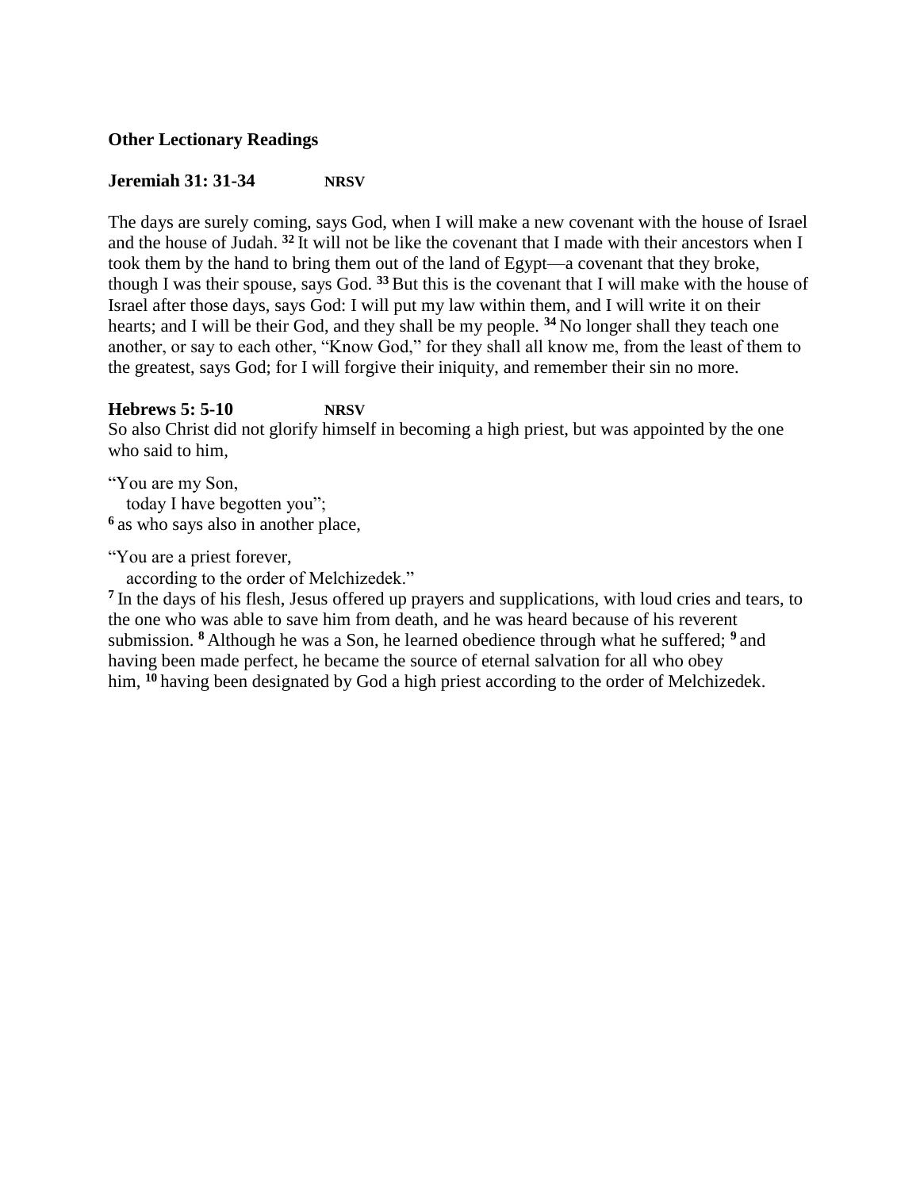**Other Lectionary Readings**

**Jeremiah 31: 31-34** **NRSV**

The days are surely coming, says God, when I will make a new covenant with the house of Israel and the house of Judah. [32] It will not be like the covenant that I made with their ancestors when I took them by the hand to bring them out of the land of Egypt—a covenant that they broke, though I was their spouse, says God. [33] But this is the covenant that I will make with the house of Israel after those days, says God: I will put my law within them, and I will write it on their hearts; and I will be their God, and they shall be my people. [34] No longer shall they teach one another, or say to each other, "Know God," for they shall all know me, from the least of them to the greatest, says God; for I will forgive their iniquity, and remember their sin no more.

**Hebrews 5: 5-10** **NRSV**

So also Christ did not glorify himself in becoming a high priest, but was appointed by the one who said to him,

"You are my Son,
today I have begotten you";
[6] as who says also in another place,

"You are a priest forever,
according to the order of Melchizedek."
[7] In the days of his flesh, Jesus offered up prayers and supplications, with loud cries and tears, to the one who was able to save him from death, and he was heard because of his reverent submission. [8] Although he was a Son, he learned obedience through what he suffered; [9] and having been made perfect, he became the source of eternal salvation for all who obey him, [10] having been designated by God a high priest according to the order of Melchizedek.